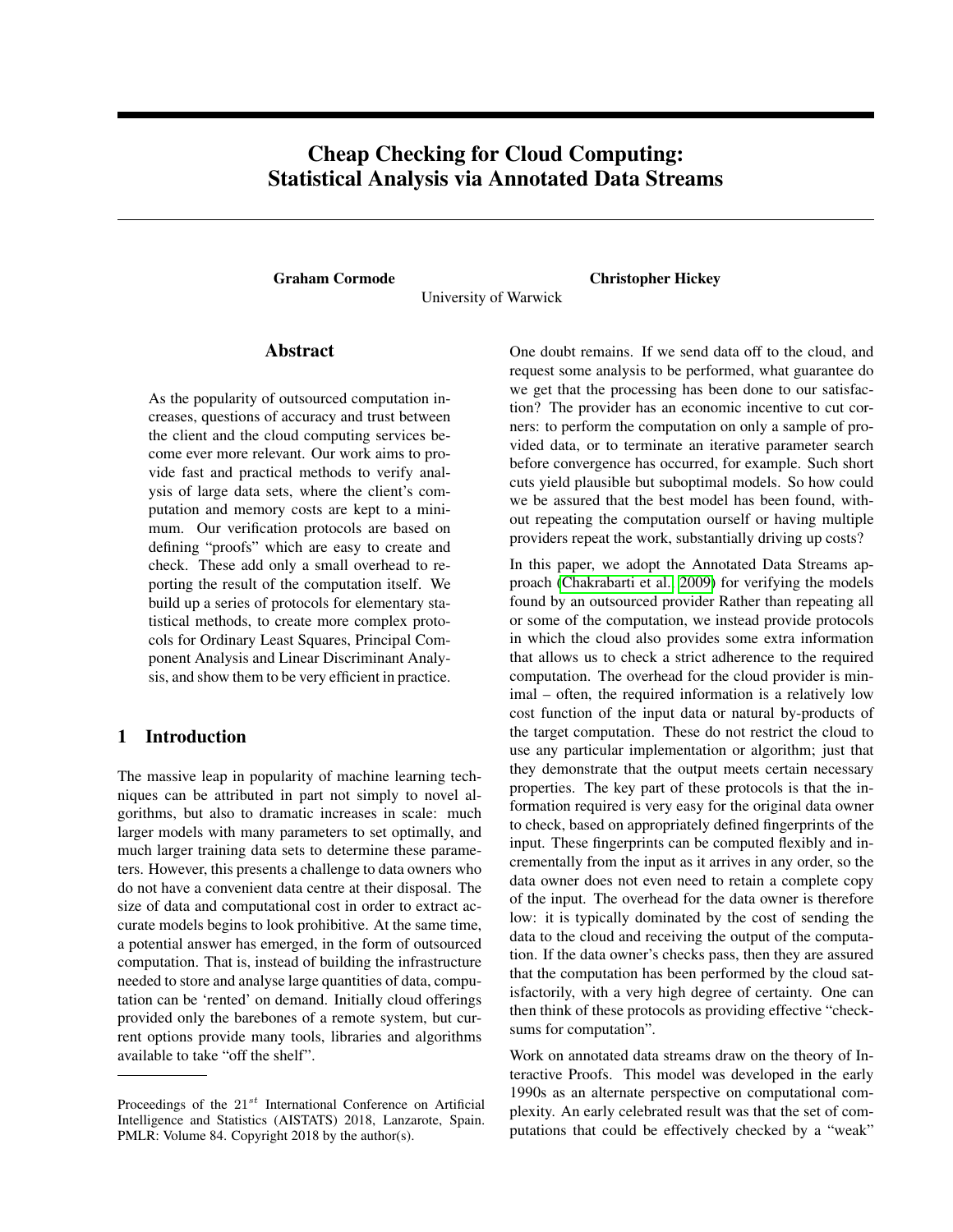# Cheap Checking for Cloud Computing: Statistical Analysis via Annotated Data Streams

**Graham Cormode** **Christopher Hickey**

University of Warwick

## Abstract

As the popularity of outsourced computation increases, questions of accuracy and trust between the client and the cloud computing services become ever more relevant. Our work aims to provide fast and practical methods to verify analysis of large data sets, where the client's computation and memory costs are kept to a minimum. Our verification protocols are based on defining "proofs" which are easy to create and check. These add only a small overhead to reporting the result of the computation itself. We build up a series of protocols for elementary statistical methods, to create more complex protocols for Ordinary Least Squares, Principal Component Analysis and Linear Discriminant Analysis, and show them to be very efficient in practice.

## 1 Introduction

The massive leap in popularity of machine learning techniques can be attributed in part not simply to novel algorithms, but also to dramatic increases in scale: much larger models with many parameters to set optimally, and much larger training data sets to determine these parameters. However, this presents a challenge to data owners who do not have a convenient data centre at their disposal. The size of data and computational cost in order to extract accurate models begins to look prohibitive. At the same time, a potential answer has emerged, in the form of outsourced computation. That is, instead of building the infrastructure needed to store and analyse large quantities of data, computation can be 'rented' on demand. Initially cloud offerings provided only the barebones of a remote system, but current options provide many tools, libraries and algorithms available to take "off the shelf".

One doubt remains. If we send data off to the cloud, and request some analysis to be performed, what guarantee do we get that the processing has been done to our satisfaction? The provider has an economic incentive to cut corners: to perform the computation on only a sample of provided data, or to terminate an iterative parameter search before convergence has occurred, for example. Such short cuts yield plausible but suboptimal models. So how could we be assured that the best model has been found, without repeating the computation ourself or having multiple providers repeat the work, substantially driving up costs?

In this paper, we adopt the Annotated Data Streams approach (Chakrabarti et al., 2009) for verifying the models found by an outsourced provider Rather than repeating all or some of the computation, we instead provide protocols in which the cloud also provides some extra information that allows us to check a strict adherence to the required computation. The overhead for the cloud provider is minimal – often, the required information is a relatively low cost function of the input data or natural by-products of the target computation. These do not restrict the cloud to use any particular implementation or algorithm; just that they demonstrate that the output meets certain necessary properties. The key part of these protocols is that the information required is very easy for the original data owner to check, based on appropriately defined fingerprints of the input. These fingerprints can be computed flexibly and incrementally from the input as it arrives in any order, so the data owner does not even need to retain a complete copy of the input. The overhead for the data owner is therefore low: it is typically dominated by the cost of sending the data to the cloud and receiving the output of the computation. If the data owner's checks pass, then they are assured that the computation has been performed by the cloud satisfactorily, with a very high degree of certainty. One can then think of these protocols as providing effective "checksums for computation".

Work on annotated data streams draw on the theory of Interactive Proofs. This model was developed in the early 1990s as an alternate perspective on computational complexity. An early celebrated result was that the set of computations that could be effectively checked by a "weak"

Proceedings of the $21^{st}$ International Conference on Artificial Intelligence and Statistics (AISTATS) 2018, Lanzarote, Spain. PMLR: Volume 84. Copyright 2018 by the author(s).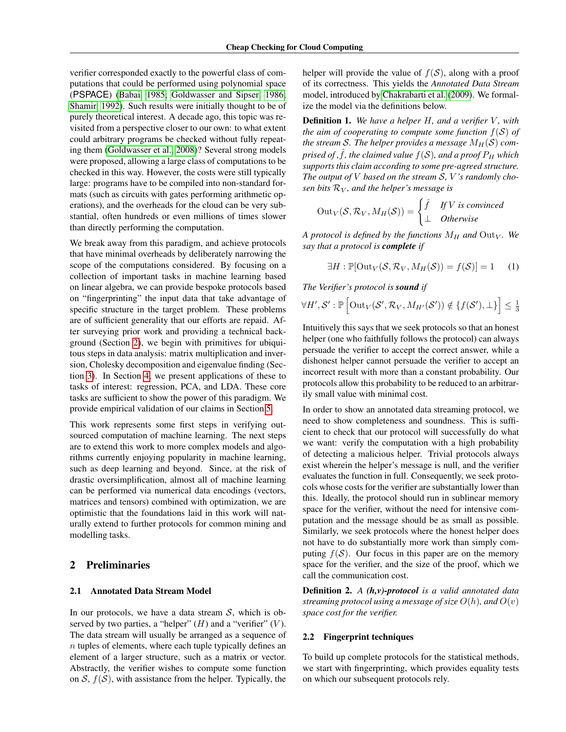verifier corresponded exactly to the powerful class of computations that could be performed using polynomial space (PSPACE) (Babai, 1985; Goldwasser and Sipser, 1986; Shamir, 1992). Such results were initially thought to be of purely theoretical interest. A decade ago, this topic was revisited from a perspective closer to our own: to what extent could arbitrary programs be checked without fully repeating them (Goldwasser et al., 2008)? Several strong models were proposed, allowing a large class of computations to be checked in this way. However, the costs were still typically large: programs have to be compiled into non-standard formats (such as circuits with gates performing arithmetic operations), and the overheads for the cloud can be very substantial, often hundreds or even millions of times slower than directly performing the computation.

We break away from this paradigm, and achieve protocols that have minimal overheads by deliberately narrowing the scope of the computations considered. By focusing on a collection of important tasks in machine learning based on linear algebra, we can provide bespoke protocols based on "fingerprinting" the input data that take advantage of specific structure in the target problem. These problems are of sufficient generality that our efforts are repaid. After surveying prior work and providing a technical background (Section 2), we begin with primitives for ubiquitous steps in data analysis: matrix multiplication and inversion, Cholesky decomposition and eigenvalue finding (Section 3). In Section 4, we present applications of these to tasks of interest: regression, PCA, and LDA. These core tasks are sufficient to show the power of this paradigm. We provide empirical validation of our claims in Section 5.

This work represents some first steps in verifying outsourced computation of machine learning. The next steps are to extend this work to more complex models and algorithms currently enjoying popularity in machine learning, such as deep learning and beyond. Since, at the risk of drastic oversimplification, almost all of machine learning can be performed via numerical data encodings (vectors, matrices and tensors) combined with optimization, we are optimistic that the foundations laid in this work will naturally extend to further protocols for common mining and modelling tasks.

## 2 Preliminaries

### 2.1 Annotated Data Stream Model

In our protocols, we have a data stream $\mathcal{S}$, which is observed by two parties, a "helper" ($H$) and a "verifier" ($V$). The data stream will usually be arranged as a sequence of $n$ tuples of elements, where each tuple typically defines an element of a larger structure, such as a matrix or vector. Abstractly, the verifier wishes to compute some function on $\mathcal{S}$, $f(\mathcal{S})$, with assistance from the helper. Typically, the helper will provide the value of $f(\mathcal{S})$, along with a proof of its correctness. This yields the *Annotated Data Stream* model, introduced by Chakrabarti et al. (2009). We formalize the model via the definitions below.

**Definition 1.** *We have a helper $H$, and a verifier $V$, with the aim of cooperating to compute some function $f(\mathcal{S})$ of the stream $\mathcal{S}$. The helper provides a message $M_H(\mathcal{S})$ comprised of, $\hat{f}$, the claimed value $f(\mathcal{S})$, and a proof $P_H$ which supports this claim according to some pre-agreed structure. The output of $V$ based on the stream $\mathcal{S}$, $V$'s randomly chosen bits $\mathcal{R}_V$, and the helper's message is*

$$\mathrm{Out}_V(\mathcal{S}, \mathcal{R}_V, M_H(\mathcal{S})) = \begin{cases} \hat{f} & \textit{If } V \textit{ is convinced} \\ \perp & \textit{Otherwise} \end{cases}$$

*A protocol is defined by the functions $M_H$ and $\mathrm{Out}_V$. We say that a protocol is **complete** if*

$$\exists H : \mathbb{P}[\mathrm{Out}_V(\mathcal{S}, \mathcal{R}_V, M_H(\mathcal{S})) = f(\mathcal{S})] = 1 \qquad (1)$$

*The Verifier's protocol is **sound** if*

$$\forall H', \mathcal{S}' : \mathbb{P}\left[\mathrm{Out}_V(\mathcal{S}', \mathcal{R}_V, M_{H'}(\mathcal{S}')) \notin \{f(\mathcal{S}'), \perp\}\right] \leq \tfrac{1}{3}$$

Intuitively this says that we seek protocols so that an honest helper (one who faithfully follows the protocol) can always persuade the verifier to accept the correct answer, while a dishonest helper cannot persuade the verifier to accept an incorrect result with more than a constant probability. Our protocols allow this probability to be reduced to an arbitrarily small value with minimal cost.

In order to show an annotated data streaming protocol, we need to show completeness and soundness. This is sufficient to check that our protocol will successfully do what we want: verify the computation with a high probability of detecting a malicious helper. Trivial protocols always exist wherein the helper's message is null, and the verifier evaluates the function in full. Consequently, we seek protocols whose costs for the verifier are substantially lower than this. Ideally, the protocol should run in sublinear memory space for the verifier, without the need for intensive computation and the message should be as small as possible. Similarly, we seek protocols where the honest helper does not have to do substantially more work than simply computing $f(\mathcal{S})$. Our focus in this paper are on the memory space for the verifier, and the size of the proof, which we call the communication cost.

**Definition 2.** *A **(h,v)-protocol** is a valid annotated data streaming protocol using a message of size $O(h)$, and $O(v)$ space cost for the verifier.*

### 2.2 Fingerprint techniques

To build up complete protocols for the statistical methods, we start with fingerprinting, which provides equality tests on which our subsequent protocols rely.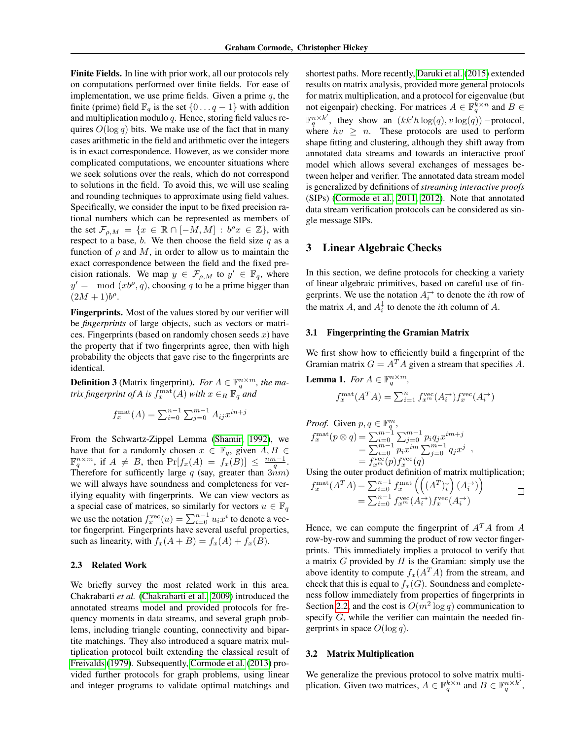**Finite Fields.** In line with prior work, all our protocols rely on computations performed over finite fields. For ease of implementation, we use prime fields. Given a prime $q$, the finite (prime) field $\mathbb{F}_q$ is the set $\{0 \dots q-1\}$ with addition and multiplication modulo $q$. Hence, storing field values requires $O(\log q)$ bits. We make use of the fact that in many cases arithmetic in the field and arithmetic over the integers is in exact correspondence. However, as we consider more complicated computations, we encounter situations where we seek solutions over the reals, which do not correspond to solutions in the field. To avoid this, we will use scaling and rounding techniques to approximate using field values. Specifically, we consider the input to be fixed precision rational numbers which can be represented as members of the set $\mathcal{F}_{\rho,M} = \{x \in \mathbb{R} \cap [-M, M] : b^\rho x \in \mathbb{Z}\}$, with respect to a base, $b$. We then choose the field size $q$ as a function of $\rho$ and $M$, in order to allow us to maintain the exact correspondence between the field and the fixed precision rationals. We map $y \in \mathcal{F}_{\rho,M}$ to $y' \in \mathbb{F}_q$, where $y' = \mod(xb^\rho, q)$, choosing $q$ to be a prime bigger than $(2M+1)b^\rho$.

**Fingerprints.** Most of the values stored by our verifier will be *fingerprints* of large objects, such as vectors or matrices. Fingerprints (based on randomly chosen seeds $x$) have the property that if two fingerprints agree, then with high probability the objects that gave rise to the fingerprints are identical.

**Definition 3** (Matrix fingerprint). *For $A \in \mathbb{F}_q^{n\times m}$, the matrix fingerprint of $A$ is $f_x^{\mathrm{mat}}(A)$ with $x \in_R \mathbb{F}_q$ and*

$$f_x^{\mathrm{mat}}(A) = \textstyle\sum_{i=0}^{n-1} \sum_{j=0}^{m-1} A_{ij} x^{in+j}$$

From the Schwartz-Zippel Lemma (Shamir, 1992), we have that for a randomly chosen $x \in \mathbb{F}_q$, given $A, B \in \mathbb{F}_q^{n\times m}$, if $A \neq B$, then $\Pr[f_x(A) = f_x(B)] \leq \frac{nm-1}{q}$. Therefore for suffiecently large $q$ (say, greater than $3nm$) we will always have soundness and completeness for verifying equality with fingerprints. We can view vectors as a special case of matrices, so similarly for vectors $u \in \mathbb{F}_q$ we use the notation $f_x^{\mathrm{vec}}(u) = \sum_{i=0}^{n-1} u_i x^i$ to denote a vector fingerprint. Fingerprints have several useful properties, such as linearity, with $f_x(A+B) = f_x(A) + f_x(B)$.

### 2.3 Related Work

We briefly survey the most related work in this area. Chakrabarti *et al.* (Chakrabarti et al., 2009) introduced the annotated streams model and provided protocols for frequency moments in data streams, and several graph problems, including triangle counting, connectivity and bipartite matchings. They also introduced a square matrix multiplication protocol built extending the classical result of Freivalds (1979). Subsequently, Cormode et al. (2013) provided further protocols for graph problems, using linear and integer programs to validate optimal matchings and shortest paths. More recently, Daruki et al. (2015) extended results on matrix analysis, provided more general protocols for matrix multiplication, and a protocol for eigenvalue (but not eigenpair) checking. For matrices $A \in \mathbb{F}_q^{k\times n}$ and $B \in \mathbb{F}_q^{n\times k'}$, they show an $(kk'h\log(q), v\log(q))$ −protocol, where $hv \geq n$. These protocols are used to perform shape fitting and clustering, although they shift away from annotated data streams and towards an interactive proof model which allows several exchanges of messages between helper and verifier. The annotated data stream model is generalized by definitions of *streaming interactive proofs* (SIPs) (Cormode et al., 2011, 2012). Note that annotated data stream verification protocols can be considered as single message SIPs.

## 3 Linear Algebraic Checks

In this section, we define protocols for checking a variety of linear algebraic primitives, based on careful use of fingerprints. We use the notation $A_i^{\rightarrow}$ to denote the $i$th row of the matrix $A$, and $A_i^{\downarrow}$ to denote the $i$th column of $A$.

### 3.1 Fingerprinting the Gramian Matrix

We first show how to efficiently build a fingerprint of the Gramian matrix $G = A^T A$ given a stream that specifies $A$.

**Lemma 1.** *For $A \in \mathbb{F}_q^{n\times m}$,*

$$f_x^{\mathrm{mat}}(A^T A) = \textstyle\sum_{i=1}^{n} f_{x^m}^{\mathrm{vec}}(A_i^{\rightarrow}) f_x^{\mathrm{vec}}(A_i^{\rightarrow})$$

*Proof.* Given $p, q \in \mathbb{F}_q^m$,

$$\begin{aligned} f_x^{\mathrm{mat}}(p \otimes q) &= \textstyle\sum_{i=0}^{m-1} \sum_{j=0}^{m-1} p_i q_j x^{im+j} \\ &= \textstyle\sum_{i=0}^{m-1} p_i x^{im} \sum_{j=0}^{m-1} q_j x^j \\ &= f_{x^m}^{\mathrm{vec}}(p) f_x^{\mathrm{vec}}(q) \end{aligned}$$

Using the outer product definition of matrix multiplication;

$$\begin{aligned} f_x^{\mathrm{mat}}(A^T A) &= \textstyle\sum_{i=0}^{n-1} f_x^{\mathrm{mat}} \left( \left( (A^T)_i^{\downarrow} \right) (A_i^{\rightarrow}) \right) \\ &= \textstyle\sum_{i=0}^{n-1} f_{x^m}^{\mathrm{vec}}(A_i^{\rightarrow}) f_x^{\mathrm{vec}}(A_i^{\rightarrow}) \end{aligned}$$

□

Hence, we can compute the fingerprint of $A^T A$ from $A$ row-by-row and summing the product of row vector fingerprints. This immediately implies a protocol to verify that a matrix $G$ provided by $H$ is the Gramian: simply use the above identity to compute $f_x(A^T A)$ from the stream, and check that this is equal to $f_x(G)$. Soundness and completeness follow immediately from properties of fingerprints in Section 2.2, and the cost is $O(m^2 \log q)$ communication to specify $G$, while the verifier can maintain the needed fingerprints in space $O(\log q)$.

### 3.2 Matrix Multiplication

We generalize the previous protocol to solve matrix multiplication. Given two matrices, $A \in \mathbb{F}_q^{k\times n}$ and $B \in \mathbb{F}_q^{n\times k'}$,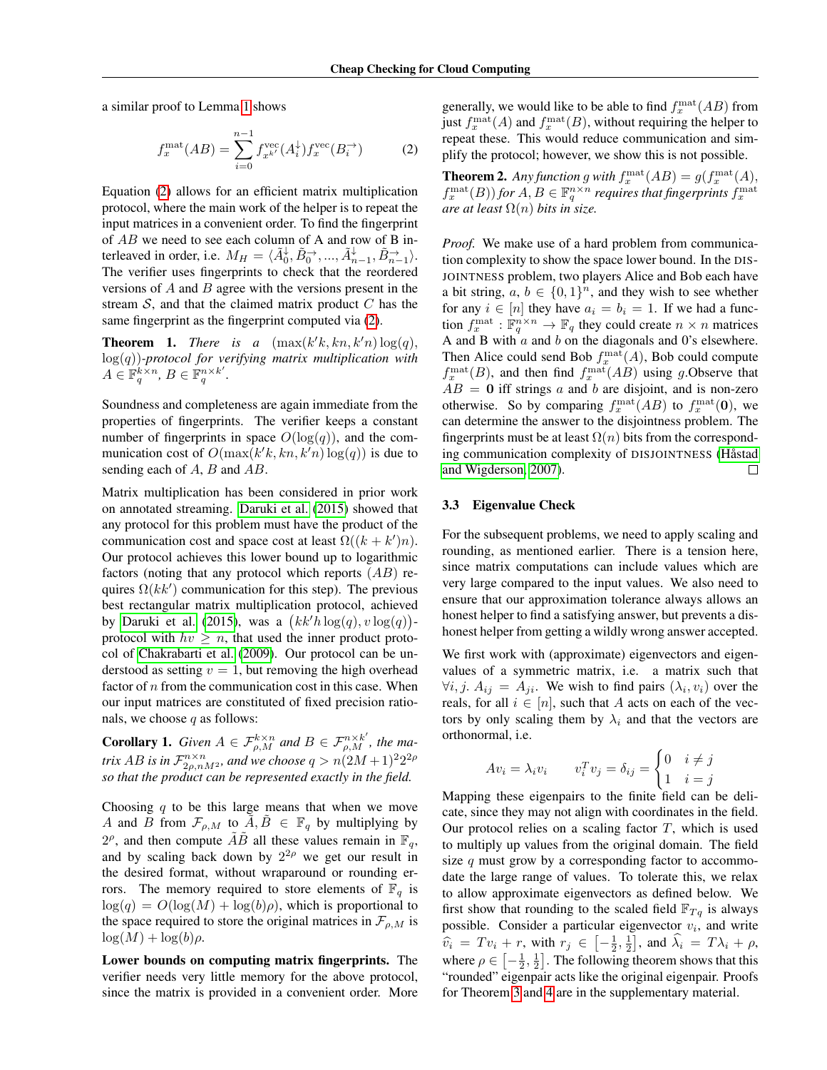a similar proof to Lemma 1 shows

$$f_x^{\mathrm{mat}}(AB) = \sum_{i=0}^{n-1} f_{x^{k'}}^{\mathrm{vec}}(A_i^{\downarrow}) f_x^{\mathrm{vec}}(B_i^{\rightarrow}) \tag{2}$$

Equation (2) allows for an efficient matrix multiplication protocol, where the main work of the helper is to repeat the input matrices in a convenient order. To find the fingerprint of $AB$ we need to see each column of A and row of B interleaved in order, i.e. $M_H = \langle \tilde{A}_0^{\downarrow}, \tilde{B}_0^{\rightarrow}, ..., \tilde{A}_{n-1}^{\downarrow}, \tilde{B}_{n-1}^{\rightarrow} \rangle$. The verifier uses fingerprints to check that the reordered versions of $A$ and $B$ agree with the versions present in the stream $\mathcal{S}$, and that the claimed matrix product $C$ has the same fingerprint as the fingerprint computed via (2).

**Theorem 1.** *There is a* $(\max(k'k, kn, k'n)\log(q), \log(q))$*-protocol for verifying matrix multiplication with* $A \in \mathbb{F}_q^{k\times n}$*,* $B \in \mathbb{F}_q^{n\times k'}$*.*

Soundness and completeness are again immediate from the properties of fingerprints. The verifier keeps a constant number of fingerprints in space $O(\log(q))$, and the communication cost of $O(\max(k'k, kn, k'n)\log(q))$ is due to sending each of $A$, $B$ and $AB$.

Matrix multiplication has been considered in prior work on annotated streaming. Daruki et al. (2015) showed that any protocol for this problem must have the product of the communication cost and space cost at least $\Omega((k + k')n)$. Our protocol achieves this lower bound up to logarithmic factors (noting that any protocol which reports $(AB)$ requires $\Omega(kk')$ communication for this step). The previous best rectangular matrix multiplication protocol, achieved by Daruki et al. (2015), was a $(kk'h\log(q), v\log(q))$-protocol with $hv \geq n$, that used the inner product protocol of Chakrabarti et al. (2009). Our protocol can be understood as setting $v = 1$, but removing the high overhead factor of $n$ from the communication cost in this case. When our input matrices are constituted of fixed precision rationals, we choose $q$ as follows:

**Corollary 1.** *Given* $A \in \mathcal{F}_{\rho,M}^{k\times n}$ *and* $B \in \mathcal{F}_{\rho,M}^{n\times k'}$*, the matrix* $AB$ *is in* $\mathcal{F}_{2\rho,nM^2}^{n\times n}$*, and we choose* $q > n(2M+1)^2 2^{2\rho}$ *so that the product can be represented exactly in the field.*

Choosing $q$ to be this large means that when we move $A$ and $B$ from $\mathcal{F}_{\rho,M}$ to $\tilde{A}, \tilde{B} \in \mathbb{F}_q$ by multiplying by $2^\rho$, and then compute $\tilde{A}\tilde{B}$ all these values remain in $\mathbb{F}_q$, and by scaling back down by $2^{2\rho}$ we get our result in the desired format, without wraparound or rounding errors. The memory required to store elements of $\mathbb{F}_q$ is $\log(q) = O(\log(M) + \log(b)\rho)$, which is proportional to the space required to store the original matrices in $\mathcal{F}_{\rho,M}$ is $\log(M) + \log(b)\rho$.

**Lower bounds on computing matrix fingerprints.** The verifier needs very little memory for the above protocol, since the matrix is provided in a convenient order. More generally, we would like to be able to find $f_x^{\mathrm{mat}}(AB)$ from just $f_x^{\mathrm{mat}}(A)$ and $f_x^{\mathrm{mat}}(B)$, without requiring the helper to repeat these. This would reduce communication and simplify the protocol; however, we show this is not possible.

**Theorem 2.** *Any function* $g$ *with* $f_x^{\mathrm{mat}}(AB) = g(f_x^{\mathrm{mat}}(A), f_x^{\mathrm{mat}}(B))$ *for* $A, B \in \mathbb{F}_q^{n\times n}$ *requires that fingerprints* $f_x^{\mathrm{mat}}$ *are at least* $\Omega(n)$ *bits in size.*

*Proof.* We make use of a hard problem from communication complexity to show the space lower bound. In the DISJOINTNESS problem, two players Alice and Bob each have a bit string, $a$, $b \in \{0,1\}^n$, and they wish to see whether for any $i \in [n]$ they have $a_i = b_i = 1$. If we had a function $f_x^{\mathrm{mat}} : \mathbb{F}_q^{n\times n} \to \mathbb{F}_q$ they could create $n \times n$ matrices A and B with $a$ and $b$ on the diagonals and 0's elsewhere. Then Alice could send Bob $f_x^{\mathrm{mat}}(A)$, Bob could compute $f_x^{\mathrm{mat}}(B)$, and then find $f_x^{\mathrm{mat}}(AB)$ using $g$.Observe that $AB = \mathbf{0}$ iff strings $a$ and $b$ are disjoint, and is non-zero otherwise. So by comparing $f_x^{\mathrm{mat}}(AB)$ to $f_x^{\mathrm{mat}}(\mathbf{0})$, we can determine the answer to the disjointness problem. The fingerprints must be at least $\Omega(n)$ bits from the corresponding communication complexity of DISJOINTNESS (Håstad and Wigderson, 2007). ☐

### 3.3 Eigenvalue Check

For the subsequent problems, we need to apply scaling and rounding, as mentioned earlier. There is a tension here, since matrix computations can include values which are very large compared to the input values. We also need to ensure that our approximation tolerance always allows an honest helper to find a satisfying answer, but prevents a dishonest helper from getting a wildly wrong answer accepted.

We first work with (approximate) eigenvectors and eigenvalues of a symmetric matrix, i.e. a matrix such that $\forall i, j.\ A_{ij} = A_{ji}$. We wish to find pairs $(\lambda_i, v_i)$ over the reals, for all $i \in [n]$, such that $A$ acts on each of the vectors by only scaling them by $\lambda_i$ and that the vectors are orthonormal, i.e.

$$Av_i = \lambda_i v_i \qquad v_i^T v_j = \delta_{ij} = \begin{cases} 0 & i \neq j \\ 1 & i = j \end{cases}$$

Mapping these eigenpairs to the finite field can be delicate, since they may not align with coordinates in the field. Our protocol relies on a scaling factor $T$, which is used to multiply up values from the original domain. The field size $q$ must grow by a corresponding factor to accommodate the large range of values. To tolerate this, we relax to allow approximate eigenvectors as defined below. We first show that rounding to the scaled field $\mathbb{F}_{Tq}$ is always possible. Consider a particular eigenvector $v_i$, and write $\widehat{v}_i = Tv_i + r$, with $r_j \in \left[-\frac{1}{2}, \frac{1}{2}\right]$, and $\widehat{\lambda}_i = T\lambda_i + \rho$, where $\rho \in \left[-\frac{1}{2}, \frac{1}{2}\right]$. The following theorem shows that this "rounded" eigenpair acts like the original eigenpair. Proofs for Theorem 3 and 4 are in the supplementary material.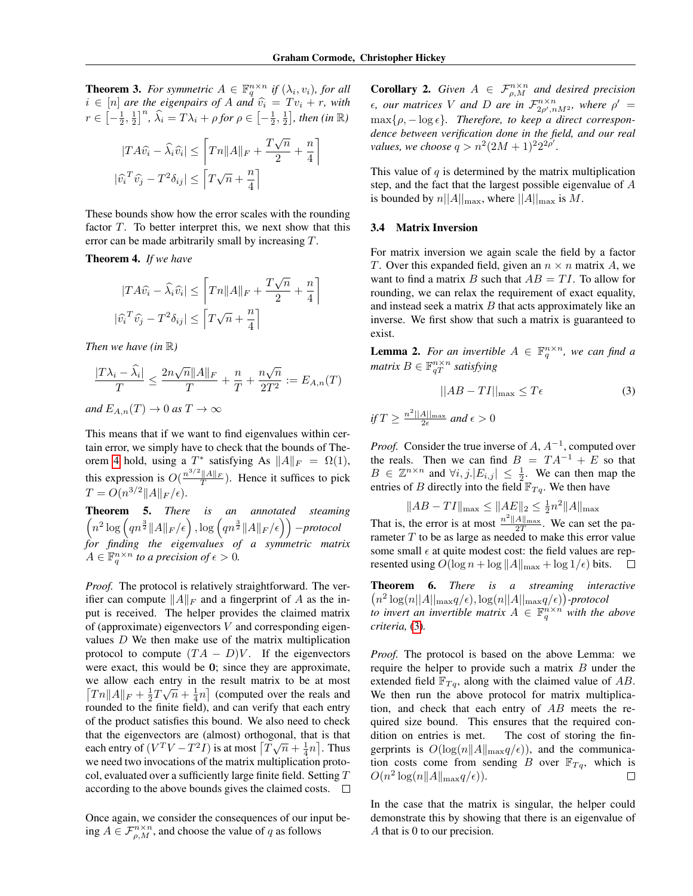**Theorem 3.** *For symmetric $A \in \mathbb{F}_q^{n\times n}$ if $(\lambda_i, v_i)$, for all $i \in [n]$ are the eigenpairs of $A$ and $\widehat{v_i} = Tv_i + r$, with $r \in \left[-\frac{1}{2}, \frac{1}{2}\right]^n$, $\widehat{\lambda_i} = T\lambda_i + \rho$ for $\rho \in \left[-\frac{1}{2}, \frac{1}{2}\right]$, then (in $\mathbb{R}$)*

$$|TA\widehat{v_i} - \widehat{\lambda_i}\widehat{v_i}| \leq \left\lceil Tn\|A\|_F + \frac{T\sqrt{n}}{2} + \frac{n}{4}\right\rceil$$

$$|\widehat{v_i}^T\widehat{v_j} - T^2\delta_{ij}| \leq \left\lceil T\sqrt{n} + \frac{n}{4}\right\rceil$$

These bounds show how the error scales with the rounding factor $T$. To better interpret this, we next show that this error can be made arbitrarily small by increasing $T$.

**Theorem 4.** *If we have*

$$|TA\widehat{v_i} - \widehat{\lambda_i}\widehat{v_i}| \leq \left\lceil Tn\|A\|_F + \frac{T\sqrt{n}}{2} + \frac{n}{4}\right\rceil$$

$$|\widehat{v_i}^T\widehat{v_j} - T^2\delta_{ij}| \leq \left\lceil T\sqrt{n} + \frac{n}{4}\right\rceil$$

*Then we have (in $\mathbb{R}$)*

$$\frac{|T\lambda_i - \widehat{\lambda_i}|}{T} \leq \frac{2n\sqrt{n}\|A\|_F}{T} + \frac{n}{T} + \frac{n\sqrt{n}}{2T^2} := E_{A,n}(T)$$

*and $E_{A,n}(T) \to 0$ as $T \to \infty$*

This means that if we want to find eigenvalues within certain error, we simply have to check that the bounds of Theorem 4 hold, using a $T^*$ satisfying As $\|A\|_F = \Omega(1)$, this expression is $O(\frac{n^{3/2}\|A\|_F}{T})$. Hence it suffices to pick $T = O(n^{3/2}\|A\|_F/\epsilon)$.

**Theorem 5.** *There is an annotated steaming $\left(n^2 \log\left(qn^{\frac{3}{2}}\|A\|_F/\epsilon\right), \log\left(qn^{\frac{3}{2}}\|A\|_F/\epsilon\right)\right)$ –protocol for finding the eigenvalues of a symmetric matrix $A \in \mathbb{F}_q^{n\times n}$ to a precision of $\epsilon > 0$.*

*Proof.* The protocol is relatively straightforward. The verifier can compute $\|A\|_F$ and a fingerprint of $A$ as the input is received. The helper provides the claimed matrix of (approximate) eigenvectors $V$ and corresponding eigenvalues $D$ We then make use of the matrix multiplication protocol to compute $(TA - D)V$. If the eigenvectors were exact, this would be $\mathbf{0}$; since they are approximate, we allow each entry in the result matrix to be at most $\lceil Tn\|A\|_F + \frac{1}{2}T\sqrt{n} + \frac{1}{4}n\rceil$ (computed over the reals and rounded to the finite field), and can verify that each entry of the product satisfies this bound. We also need to check that the eigenvectors are (almost) orthogonal, that is that each entry of $(V^TV - T^2I)$ is at most $\lceil T\sqrt{n} + \frac{1}{4}n\rceil$. Thus we need two invocations of the matrix multiplication protocol, evaluated over a sufficiently large finite field. Setting $T$ according to the above bounds gives the claimed costs. ☐

Once again, we consider the consequences of our input being $A \in \mathcal{F}_{\rho,M}^{n\times n}$, and choose the value of $q$ as follows

**Corollary 2.** *Given $A \in \mathcal{F}_{\rho,M}^{n\times n}$ and desired precision $\epsilon$, our matrices $V$ and $D$ are in $\mathcal{F}_{2\rho',nM^2}^{n\times n}$, where $\rho' = \max\{\rho, -\log\epsilon\}$. Therefore, to keep a direct correspondence between verification done in the field, and our real values, we choose $q > n^2(2M+1)^2 2^{2\rho'}$.*

This value of $q$ is determined by the matrix multiplication step, and the fact that the largest possible eigenvalue of $A$ is bounded by $n||A||_{\max}$, where $||A||_{\max}$ is $M$.

### 3.4 Matrix Inversion

For matrix inversion we again scale the field by a factor $T$. Over this expanded field, given an $n \times n$ matrix $A$, we want to find a matrix $B$ such that $AB = TI$. To allow for rounding, we can relax the requirement of exact equality, and instead seek a matrix $B$ that acts approximately like an inverse. We first show that such a matrix is guaranteed to exist.

**Lemma 2.** *For an invertible $A \in \mathbb{F}_q^{n\times n}$, we can find a matrix $B \in \mathbb{F}_{qT}^{n\times n}$ satisfying*

$$||AB - TI||_{\max} \leq T\epsilon \tag{3}$$

*if $T \geq \frac{n^2||A||_{\max}}{2\epsilon}$ and $\epsilon > 0$*

*Proof.* Consider the true inverse of $A$, $A^{-1}$, computed over the reals. Then we can find $B = TA^{-1} + E$ so that $B \in \mathbb{Z}^{n\times n}$ and $\forall i, j. |E_{i,j}| \leq \frac{1}{2}$. We can then map the entries of $B$ directly into the field $\mathbb{F}_{Tq}$. We then have

$$\|AB - TI\|_{\max} \leq \|AE\|_2 \leq \frac{1}{2}n^2\|A\|_{\max}$$

That is, the error is at most $\frac{n^2\|A\|_{\max}}{2T}$. We can set the parameter $T$ to be as large as needed to make this error value some small $\epsilon$ at quite modest cost: the field values are represented using $O(\log n + \log\|A\|_{\max} + \log 1/\epsilon)$ bits. ☐

**Theorem 6.** *There is a streaming interactive $\left(n^2\log(n||A||_{\max}q/\epsilon), \log(n||A||_{\max}q/\epsilon)\right)$-protocol to invert an invertible matrix $A \in \mathbb{F}_q^{n\times n}$ with the above criteria, (3).*

*Proof.* The protocol is based on the above Lemma: we require the helper to provide such a matrix $B$ under the extended field $\mathbb{F}_{Tq}$, along with the claimed value of $AB$. We then run the above protocol for matrix multiplication, and check that each entry of $AB$ meets the required size bound. This ensures that the required condition on entries is met. The cost of storing the fingerprints is $O(\log(n\|A\|_{\max}q/\epsilon))$, and the communication costs come from sending $B$ over $\mathbb{F}_{Tq}$, which is $O(n^2\log(n\|A\|_{\max}q/\epsilon))$. ☐

In the case that the matrix is singular, the helper could demonstrate this by showing that there is an eigenvalue of $A$ that is 0 to our precision.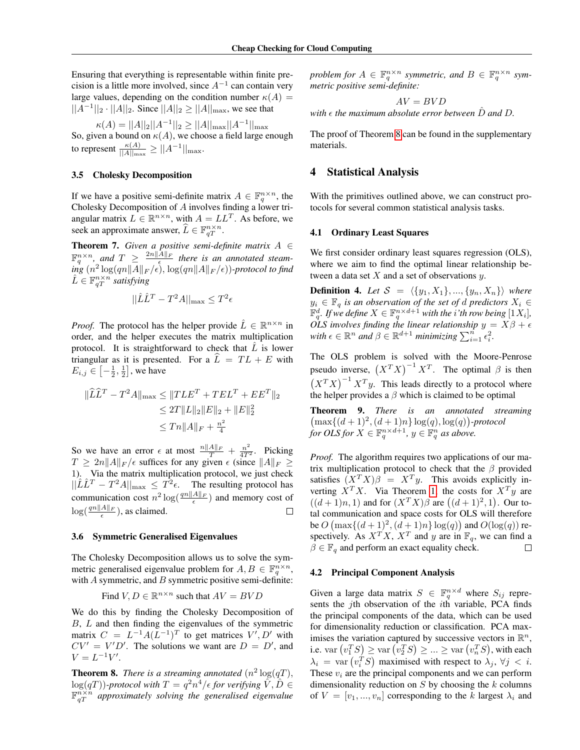Ensuring that everything is representable within finite precision is a little more involved, since $A^{-1}$ can contain very large values, depending on the condition number $\kappa(A) = ||A^{-1}||_2 \cdot ||A||_2$. Since $||A||_2 \geq ||A||_{\max}$, we see that

$$\kappa(A) = ||A||_2||A^{-1}||_2 \geq ||A||_{\max}||A^{-1}||_{\max}$$

So, given a bound on $\kappa(A)$, we choose a field large enough to represent $\frac{\kappa(A)}{||A||_{\max}} \geq ||A^{-1}||_{\max}$.

### 3.5 Cholesky Decomposition

If we have a positive semi-definite matrix $A \in \mathbb{F}_q^{n\times n}$, the Cholesky Decomposition of $A$ involves finding a lower triangular matrix $L \in \mathbb{R}^{n\times n}$, with $A = LL^T$. As before, we seek an approximate answer, $\widehat{L} \in \mathbb{F}_{qT}^{n\times n}$.

**Theorem 7.** *Given a positive semi-definite matrix $A \in \mathbb{F}_q^{n\times n}$, and $T \geq \frac{2n\|A\|_F}{\epsilon}$ there is an annotated steaming $(n^2 \log(qn\|A\|_F/\epsilon), \log(qn\|A\|_F/\epsilon))$-protocol to find $\hat{L} \in \mathbb{F}_{qT}^{n\times n}$ satisfying*

$$||\hat{L}\hat{L}^T - T^2A||_{\max} \leq T^2\epsilon$$

*Proof.* The protocol has the helper provide $\hat{L} \in \mathbb{R}^{n\times n}$ in order, and the helper executes the matrix multiplication protocol. It is straightforward to check that $\hat{L}$ is lower triangular as it is presented. For a $\widehat{L} = TL + E$ with $E_{i,j} \in \left[-\frac{1}{2}, \frac{1}{2}\right]$, we have

$$\begin{aligned}
\|\widehat{L}\widehat{L}^T - T^2A\|_{\max} &\leq \|TLE^T + TEL^T + EE^T\|_2 \\
&\leq 2T\|L\|_2\|E\|_2 + \|E\|_2^2 \\
&\leq Tn\|A\|_F + \tfrac{n^2}{4}
\end{aligned}$$

So we have an error $\epsilon$ at most $\frac{n\|A\|_F}{T} + \frac{n^2}{4T^2}$. Picking $T \geq 2n\|A\|_F/\epsilon$ suffices for any given $\epsilon$ (since $\|A\|_F \geq 1$). Via the matrix multiplication protocol, we just check $||\hat{L}\hat{L}^T - T^2A||_{\max} \leq T^2\epsilon$. The resulting protocol has communication cost $n^2\log(\frac{qn\|A\|_F}{\epsilon})$ and memory cost of $\log(\frac{qn\|A\|_F}{\epsilon})$, as claimed. □

### 3.6 Symmetric Generalised Eigenvalues

The Cholesky Decomposition allows us to solve the symmetric generalised eigenvalue problem for $A, B \in \mathbb{F}_q^{n\times n}$, with $A$ symmetric, and $B$ symmetric positive semi-definite:

$$\text{Find } V, D \in \mathbb{R}^{n\times n} \text{ such that } AV = BVD$$

We do this by finding the Cholesky Decomposition of $B$, $L$ and then finding the eigenvalues of the symmetric matrix $C = L^{-1}A(L^{-1})^T$ to get matrices $V', D'$ with $CV' = V'D'$. The solutions we want are $D = D'$, and $V = L^{-1}V'$.

**Theorem 8.** *There is a streaming annotated $(n^2\log(qT), \log(qT))$-protocol with $T = q^2n^4/\epsilon$ for verifying $\hat{V}, \hat{D} \in \mathbb{F}_{qT}^{n\times n}$ approximately solving the generalised eigenvalue problem for $A \in \mathbb{F}_q^{n\times n}$ symmetric, and $B \in \mathbb{F}_q^{n\times n}$ symmetric positive semi-definite:*

$$AV = BVD$$

*with $\epsilon$ the maximum absolute error between $\hat{D}$ and $D$.*

The proof of Theorem 8 can be found in the supplementary materials.

## 4 Statistical Analysis

With the primitives outlined above, we can construct protocols for several common statistical analysis tasks.

### 4.1 Ordinary Least Squares

We first consider ordinary least squares regression (OLS), where we aim to find the optimal linear relationship between a data set $X$ and a set of observations $y$.

**Definition 4.** *Let $\mathcal{S} = \langle\{y_1, X_1\}, ..., \{y_n, X_n\}\rangle$ where $y_i \in \mathbb{F}_q$ is an observation of the set of $d$ predictors $X_i \in \mathbb{F}_q^d$. If we define $X \in \mathbb{F}_q^{n\times d+1}$ with the i'th row being $[1X_i]$, OLS involves finding the linear relationship $y = X\beta + \epsilon$ with $\epsilon \in \mathbb{R}^n$ and $\beta \in \mathbb{R}^{d+1}$ minimizing $\sum_{i=1}^n \epsilon_i^2$.*

The OLS problem is solved with the Moore-Penrose pseudo inverse, $\left(X^TX\right)^{-1}X^T$. The optimal $\beta$ is then $\left(X^TX\right)^{-1}X^Ty$. This leads directly to a protocol where the helper provides a $\beta$ which is claimed to be optimal

**Theorem 9.** *There is an annotated streaming $\left(\max\{(d+1)^2, (d+1)n\}\log(q), \log(q)\right)$-protocol for OLS for $X \in \mathbb{F}_q^{n\times d+1}$, $y \in \mathbb{F}_q^n$ as above.*

*Proof.* The algorithm requires two applications of our matrix multiplication protocol to check that the $\beta$ provided satisfies $(X^TX)\beta = X^Ty$. This avoids explicitly inverting $X^TX$. Via Theorem 1, the costs for $X^Ty$ are $((d+1)n, 1)$ and for $(X^TX)\beta$ are $\left((d+1)^2, 1\right)$. Our total communication and space costs for OLS will therefore be $O\left(\max\{(d+1)^2, (d+1)n\}\log(q)\right)$ and $O(\log(q))$ respectively. As $X^TX$, $X^T$ and $y$ are in $\mathbb{F}_q$, we can find a $\beta \in \mathbb{F}_q$ and perform an exact equality check. □

### 4.2 Principal Component Analysis

Given a large data matrix $S \in \mathbb{F}_q^{n\times d}$ where $S_{ij}$ represents the $j$th observation of the $i$th variable, PCA finds the principal components of the data, which can be used for dimensionality reduction or classification. PCA maximises the variation captured by successive vectors in $\mathbb{R}^n$, i.e. $\text{var}\left(v_1^TS\right) \geq \text{var}\left(v_2^TS\right) \geq ... \geq \text{var}\left(v_n^TS\right)$, with each $\lambda_i = \text{var}\left(v_i^TS\right)$ maximised with respect to $\lambda_j$, $\forall j < i$. These $v_i$ are the principal components and we can perform dimensionality reduction on $S$ by choosing the $k$ columns of $V = [v_1, ..., v_n]$ corresponding to the $k$ largest $\lambda_i$ and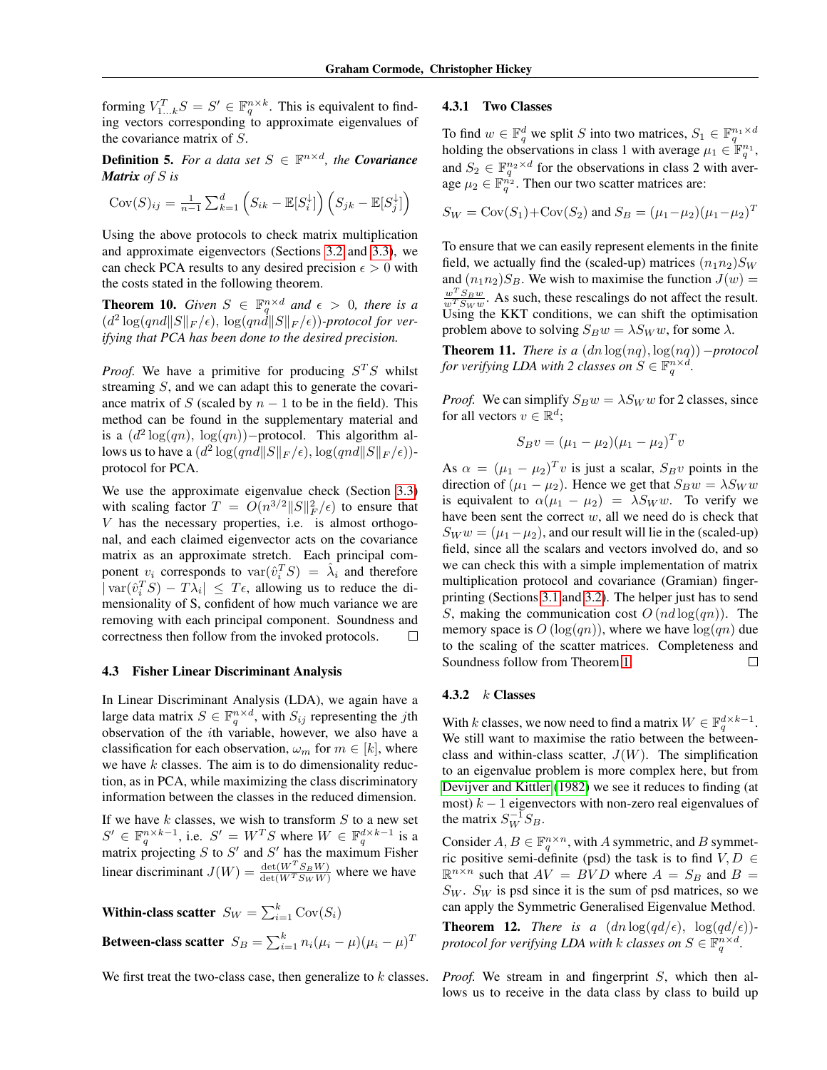forming $V_{1...k}^T S = S' \in \mathbb{F}_q^{n \times k}$. This is equivalent to finding vectors corresponding to approximate eigenvalues of the covariance matrix of $S$.

**Definition 5.** *For a data set $S \in \mathbb{F}^{n \times d}$, the **Covariance Matrix** of $S$ is*

$$\mathrm{Cov}(S)_{ij} = \tfrac{1}{n-1} \sum_{k=1}^{d} \left( S_{ik} - \mathbb{E}[S_i^{\downarrow}] \right) \left( S_{jk} - \mathbb{E}[S_j^{\downarrow}] \right)$$

Using the above protocols to check matrix multiplication and approximate eigenvectors (Sections 3.2 and 3.3), we can check PCA results to any desired precision $\epsilon > 0$ with the costs stated in the following theorem.

**Theorem 10.** *Given $S \in \mathbb{F}_q^{n \times d}$ and $\epsilon > 0$, there is a $(d^2 \log(qnd\|S\|_F/\epsilon), \log(qnd\|S\|_F/\epsilon))$-protocol for verifying that PCA has been done to the desired precision.*

*Proof.* We have a primitive for producing $S^T S$ whilst streaming $S$, and we can adapt this to generate the covariance matrix of $S$ (scaled by $n-1$ to be in the field). This method can be found in the supplementary material and is a $(d^2 \log(qn), \log(qn))$−protocol. This algorithm allows us to have a $(d^2 \log(qnd\|S\|_F/\epsilon), \log(qnd\|S\|_F/\epsilon))$-protocol for PCA.

We use the approximate eigenvalue check (Section 3.3) with scaling factor $T = O(n^{3/2}\|S\|_F^2/\epsilon)$ to ensure that $V$ has the necessary properties, i.e. is almost orthogonal, and each claimed eigenvector acts on the covariance matrix as an approximate stretch. Each principal component $v_i$ corresponds to $\mathrm{var}(\hat{v}_i^T S) = \hat{\lambda}_i$ and therefore $|\mathrm{var}(\hat{v}_i^T S) - T\lambda_i| \leq T\epsilon$, allowing us to reduce the dimensionality of S, confident of how much variance we are removing with each principal component. Soundness and correctness then follow from the invoked protocols. □

### 4.3 Fisher Linear Discriminant Analysis

In Linear Discriminant Analysis (LDA), we again have a large data matrix $S \in \mathbb{F}_q^{n \times d}$, with $S_{ij}$ representing the $j$th observation of the $i$th variable, however, we also have a classification for each observation, $\omega_m$ for $m \in [k]$, where we have $k$ classes. The aim is to do dimensionality reduction, as in PCA, while maximizing the class discriminatory information between the classes in the reduced dimension.

If we have $k$ classes, we wish to transform $S$ to a new set $S' \in \mathbb{F}_q^{n \times k-1}$, i.e. $S' = W^T S$ where $W \in \mathbb{F}_q^{d \times k-1}$ is a matrix projecting $S$ to $S'$ and $S'$ has the maximum Fisher linear discriminant $J(W) = \frac{\det(W^T S_B W)}{\det(W^T S_W W)}$ where we have

**Within-class scatter** $S_W = \sum_{i=1}^{k} \mathrm{Cov}(S_i)$

**Between-class scatter** $S_B = \sum_{i=1}^{k} n_i (\mu_i - \mu)(\mu_i - \mu)^T$

We first treat the two-class case, then generalize to $k$ classes.

#### 4.3.1 Two Classes

To find $w \in \mathbb{F}_q^d$ we split $S$ into two matrices, $S_1 \in \mathbb{F}_q^{n_1 \times d}$ holding the observations in class 1 with average $\mu_1 \in \mathbb{F}_q^{n_1}$, and $S_2 \in \mathbb{F}_q^{n_2 \times d}$ for the observations in class 2 with average $\mu_2 \in \mathbb{F}_q^{n_2}$. Then our two scatter matrices are:

$$S_W = \mathrm{Cov}(S_1) + \mathrm{Cov}(S_2) \text{ and } S_B = (\mu_1 - \mu_2)(\mu_1 - \mu_2)^T$$

To ensure that we can easily represent elements in the finite field, we actually find the (scaled-up) matrices $(n_1 n_2) S_W$ and $(n_1 n_2) S_B$. We wish to maximise the function $J(w) = \frac{w^T S_B w}{w^T S_W w}$. As such, these rescalings do not affect the result. Using the KKT conditions, we can shift the optimisation problem above to solving $S_B w = \lambda S_W w$, for some $\lambda$.

**Theorem 11.** *There is a $(dn \log(nq), \log(nq))$ −protocol for verifying LDA with 2 classes on $S \in \mathbb{F}_q^{n \times d}$.*

*Proof.* We can simplify $S_B w = \lambda S_W w$ for 2 classes, since for all vectors $v \in \mathbb{R}^d$;

$$S_B v = (\mu_1 - \mu_2)(\mu_1 - \mu_2)^T v$$

As $\alpha = (\mu_1 - \mu_2)^T v$ is just a scalar, $S_B v$ points in the direction of $(\mu_1 - \mu_2)$. Hence we get that $S_B w = \lambda S_W w$ is equivalent to $\alpha(\mu_1 - \mu_2) = \lambda S_W w$. To verify we have been sent the correct $w$, all we need do is check that $S_W w = (\mu_1 - \mu_2)$, and our result will lie in the (scaled-up) field, since all the scalars and vectors involved do, and so we can check this with a simple implementation of matrix multiplication protocol and covariance (Gramian) fingerprinting (Sections 3.1 and 3.2). The helper just has to send $S$, making the communication cost $O(nd \log(qn))$. The memory space is $O(\log(qn))$, where we have $\log(qn)$ due to the scaling of the scatter matrices. Completeness and Soundness follow from Theorem 1. □

#### 4.3.2 $k$ Classes

With $k$ classes, we now need to find a matrix $W \in \mathbb{F}_q^{d \times k-1}$. We still want to maximise the ratio between the between-class and within-class scatter, $J(W)$. The simplification to an eigenvalue problem is more complex here, but from Devijver and Kittler (1982) we see it reduces to finding (at most) $k-1$ eigenvectors with non-zero real eigenvalues of the matrix $S_W^{-1} S_B$.

Consider $A, B \in \mathbb{F}_q^{n \times n}$, with $A$ symmetric, and $B$ symmetric positive semi-definite (psd) the task is to find $V, D \in \mathbb{R}^{n \times n}$ such that $AV = BVD$ where $A = S_B$ and $B = S_W$. $S_W$ is psd since it is the sum of psd matrices, so we can apply the Symmetric Generalised Eigenvalue Method.

**Theorem 12.** *There is a $(dn \log(qd/\epsilon), \log(qd/\epsilon))$-protocol for verifying LDA with $k$ classes on $S \in \mathbb{F}_q^{n \times d}$.*

*Proof.* We stream in and fingerprint $S$, which then allows us to receive in the data class by class to build up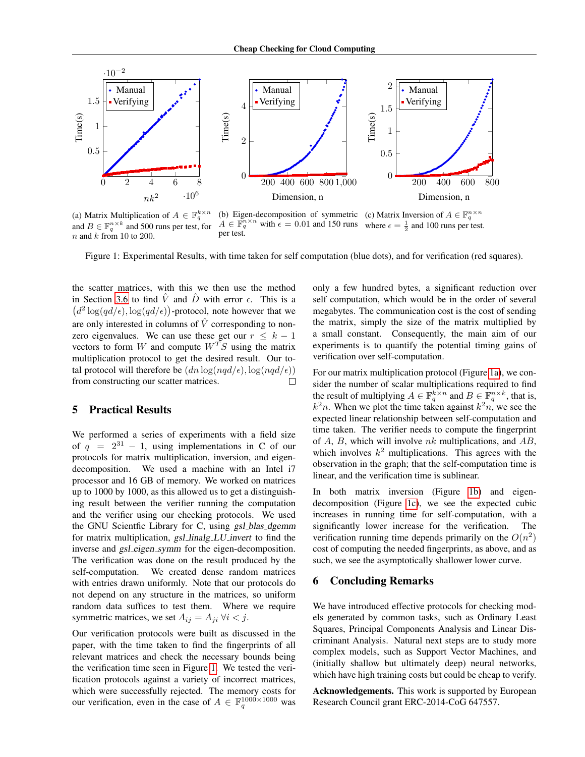(a) Matrix Multiplication of $A \in \mathbb{F}_q^{k\times n}$ and $B \in \mathbb{F}_q^{n\times k}$ and 500 runs per test, for $n$ and $k$ from 10 to 200.

(b) Eigen-decomposition of symmetric $A \in \mathbb{F}_q^{n\times n}$ with $\epsilon = 0.01$ and 150 runs per test.

(c) Matrix Inversion of $A \in \mathbb{F}_q^{n\times n}$ where $\epsilon = \frac{1}{2}$ and 100 runs per test.

Figure 1: Experimental Results, with time taken for self computation (blue dots), and for verification (red squares).

the scatter matrices, with this we then use the method in Section 3.6 to find $\hat{V}$ and $\hat{D}$ with error $\epsilon$. This is a $\left(d^2\log(qd/\epsilon), \log(qd/\epsilon)\right)$-protocol, note however that we are only interested in columns of $\hat{V}$ corresponding to non-zero eigenvalues. We can use these get our $r \leq k-1$ vectors to form $W$ and compute $W^TS$ using the matrix multiplication protocol to get the desired result. Our total protocol will therefore be $(dn\log(nqd/\epsilon), \log(nqd/\epsilon))$ from constructing our scatter matrices. □

## 5 Practical Results

We performed a series of experiments with a field size of $q = 2^{31}-1$, using implementations in C of our protocols for matrix multiplication, inversion, and eigen-decomposition. We used a machine with an Intel i7 processor and 16 GB of memory. We worked on matrices up to 1000 by 1000, as this allowed us to get a distinguishing result between the verifier running the computation and the verifier using our checking protocols. We used the GNU Scientfic Library for C, using *gsl_blas_dgemm* for matrix multiplication, *gsl_linalg_LU_invert* to find the inverse and *gsl_eigen_symm* for the eigen-decomposition. The verification was done on the result produced by the self-computation. We created dense random matrices with entries drawn uniformly. Note that our protocols do not depend on any structure in the matrices, so uniform random data suffices to test them. Where we require symmetric matrices, we set $A_{ij} = A_{ji}\ \forall i < j$.

Our verification protocols were built as discussed in the paper, with the time taken to find the fingerprints of all relevant matrices and check the necessary bounds being the verification time seen in Figure 1. We tested the verification protocols against a variety of incorrect matrices, which were successfully rejected. The memory costs for our verification, even in the case of $A \in \mathbb{F}_q^{1000\times 1000}$ was only a few hundred bytes, a significant reduction over self computation, which would be in the order of several megabytes. The communication cost is the cost of sending the matrix, simply the size of the matrix multiplied by a small constant. Consequently, the main aim of our experiments is to quantify the potential timing gains of verification over self-computation.

For our matrix multiplication protocol (Figure 1a), we consider the number of scalar multiplications required to find the result of multiplying $A \in \mathbb{F}_q^{k\times n}$ and $B \in \mathbb{F}_q^{n\times k}$, that is, $k^2n$. When we plot the time taken against $k^2n$, we see the expected linear relationship between self-computation and time taken. The verifier needs to compute the fingerprint of $A$, $B$, which will involve $nk$ multiplications, and $AB$, which involves $k^2$ multiplications. This agrees with the observation in the graph; that the self-computation time is linear, and the verification time is sublinear.

In both matrix inversion (Figure 1b) and eigen-decomposition (Figure 1c), we see the expected cubic increases in running time for self-computation, with a significantly lower increase for the verification. The verification running time depends primarily on the $O(n^2)$ cost of computing the needed fingerprints, as above, and as such, we see the asymptotically shallower lower curve.

## 6 Concluding Remarks

We have introduced effective protocols for checking models generated by common tasks, such as Ordinary Least Squares, Principal Components Analysis and Linear Discriminant Analysis. Natural next steps are to study more complex models, such as Support Vector Machines, and (initially shallow but ultimately deep) neural networks, which have high training costs but could be cheap to verify.

**Acknowledgements.** This work is supported by European Research Council grant ERC-2014-CoG 647557.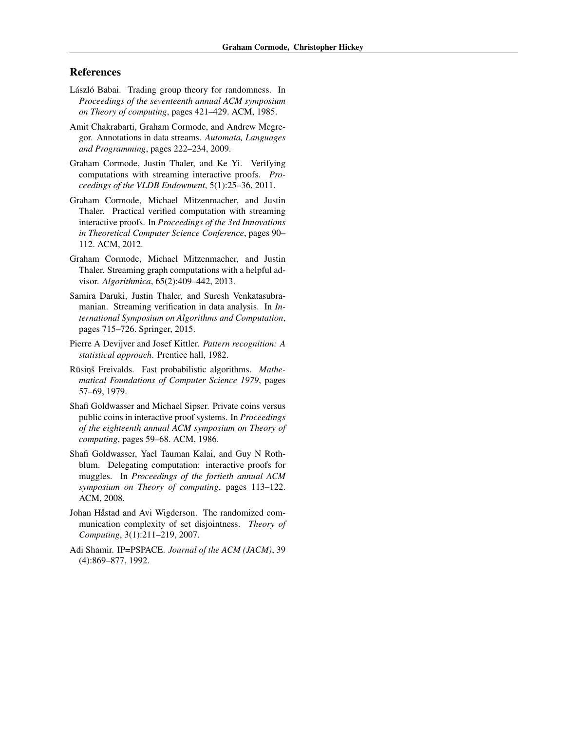## References

László Babai. Trading group theory for randomness. In *Proceedings of the seventeenth annual ACM symposium on Theory of computing*, pages 421–429. ACM, 1985.

Amit Chakrabarti, Graham Cormode, and Andrew Mcgregor. Annotations in data streams. *Automata, Languages and Programming*, pages 222–234, 2009.

Graham Cormode, Justin Thaler, and Ke Yi. Verifying computations with streaming interactive proofs. *Proceedings of the VLDB Endowment*, 5(1):25–36, 2011.

Graham Cormode, Michael Mitzenmacher, and Justin Thaler. Practical verified computation with streaming interactive proofs. In *Proceedings of the 3rd Innovations in Theoretical Computer Science Conference*, pages 90–112. ACM, 2012.

Graham Cormode, Michael Mitzenmacher, and Justin Thaler. Streaming graph computations with a helpful advisor. *Algorithmica*, 65(2):409–442, 2013.

Samira Daruki, Justin Thaler, and Suresh Venkatasubramanian. Streaming verification in data analysis. In *International Symposium on Algorithms and Computation*, pages 715–726. Springer, 2015.

Pierre A Devijver and Josef Kittler. *Pattern recognition: A statistical approach*. Prentice hall, 1982.

Rūsiņš Freivalds. Fast probabilistic algorithms. *Mathematical Foundations of Computer Science 1979*, pages 57–69, 1979.

Shafi Goldwasser and Michael Sipser. Private coins versus public coins in interactive proof systems. In *Proceedings of the eighteenth annual ACM symposium on Theory of computing*, pages 59–68. ACM, 1986.

Shafi Goldwasser, Yael Tauman Kalai, and Guy N Rothblum. Delegating computation: interactive proofs for muggles. In *Proceedings of the fortieth annual ACM symposium on Theory of computing*, pages 113–122. ACM, 2008.

Johan Håstad and Avi Wigderson. The randomized communication complexity of set disjointness. *Theory of Computing*, 3(1):211–219, 2007.

Adi Shamir. IP=PSPACE. *Journal of the ACM (JACM)*, 39 (4):869–877, 1992.